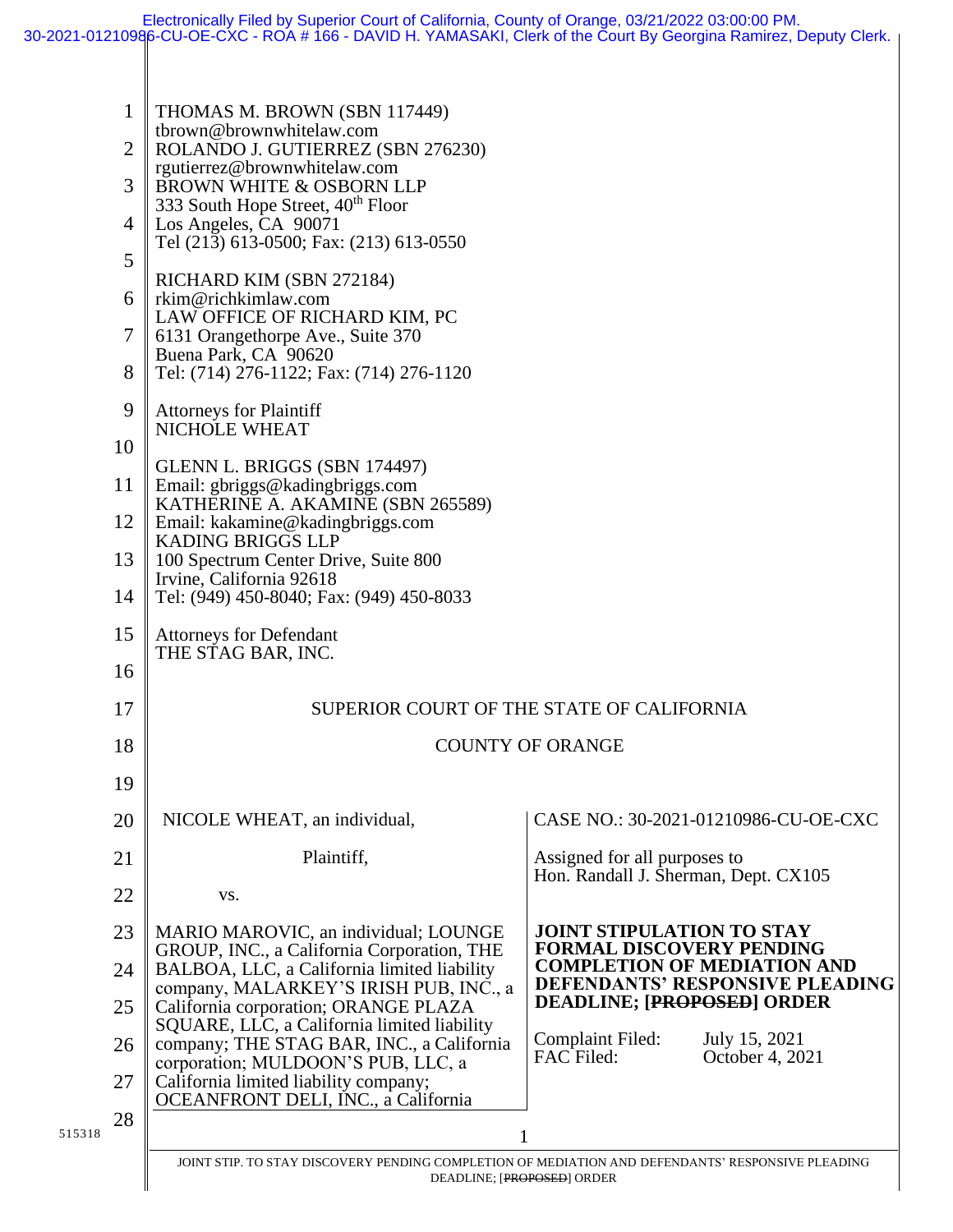Electronically Filed by Superior Court of California, County of Orange, 03/21/2022 03:00:00 PM.
30-2021-01210986-CU-OE-CXC - ROA # 166 - DAVID H. YAMASAKI, Clerk of the Court By Georgina Ramirez, Deputy Clerk.

THOMAS M. BROWN (SBN 117449)
tbrown@brownwhitelaw.com
ROLANDO J. GUTIERREZ (SBN 276230)
rgutierrez@brownwhitelaw.com
BROWN WHITE & OSBORN LLP
333 South Hope Street, 40th Floor
Los Angeles, CA 90071
Tel (213) 613-0500; Fax: (213) 613-0550

RICHARD KIM (SBN 272184)
rkim@richkimlaw.com
LAW OFFICE OF RICHARD KIM, PC
6131 Orangethorpe Ave., Suite 370
Buena Park, CA 90620
Tel: (714) 276-1122; Fax: (714) 276-1120

Attorneys for Plaintiff
NICHOLE WHEAT

GLENN L. BRIGGS (SBN 174497)
Email: gbriggs@kadingbriggs.com
KATHERINE A. AKAMINE (SBN 265589)
Email: kakamine@kadingbriggs.com
KADING BRIGGS LLP
100 Spectrum Center Drive, Suite 800
Irvine, California 92618
Tel: (949) 450-8040; Fax: (949) 450-8033

Attorneys for Defendant
THE STAG BAR, INC.

SUPERIOR COURT OF THE STATE OF CALIFORNIA

COUNTY OF ORANGE

| | |
|---|---|
| NICOLE WHEAT, an individual,<br><br>Plaintiff,<br><br>vs.<br><br>MARIO MAROVIC, an individual; LOUNGE GROUP, INC., a California Corporation, THE BALBOA, LLC, a California limited liability company, MALARKEY'S IRISH PUB, INC., a California corporation; ORANGE PLAZA SQUARE, LLC, a California limited liability company; THE STAG BAR, INC., a California corporation; MULDOON'S PUB, LLC, a California limited liability company; OCEANFRONT DELI, INC., a California | CASE NO.: 30-2021-01210986-CU-OE-CXC<br><br>Assigned for all purposes to<br>Hon. Randall J. Sherman, Dept. CX105<br><br>**JOINT STIPULATION TO STAY FORMAL DISCOVERY PENDING COMPLETION OF MEDIATION AND DEFENDANTS' RESPONSIVE PLEADING DEADLINE; [~~PROPOSED~~] ORDER**<br><br>Complaint Filed: July 15, 2021<br>FAC Filed: October 4, 2021 |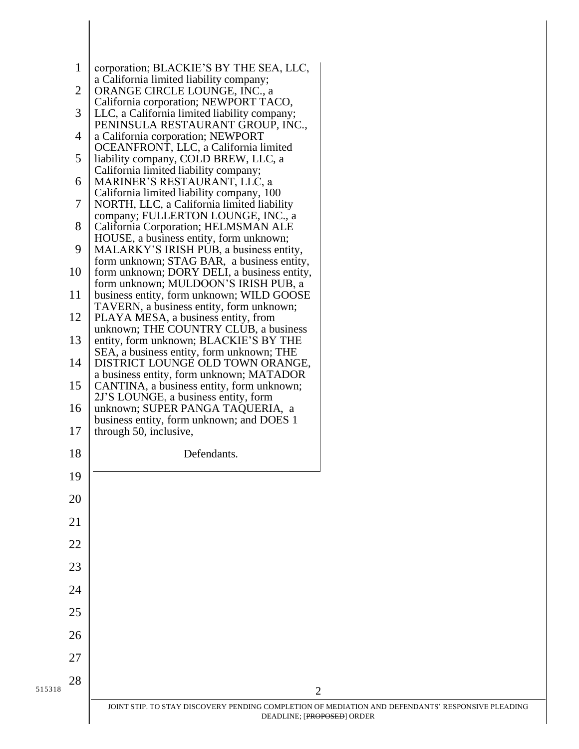corporation; BLACKIE'S BY THE SEA, LLC, a California limited liability company; ORANGE CIRCLE LOUNGE, INC., a California corporation; NEWPORT TACO, LLC, a California limited liability company; PENINSULA RESTAURANT GROUP, INC., a California corporation; NEWPORT OCEANFRONT, LLC, a California limited liability company, COLD BREW, LLC, a California limited liability company; MARINER'S RESTAURANT, LLC, a California limited liability company, 100 NORTH, LLC, a California limited liability company; FULLERTON LOUNGE, INC., a California Corporation; HELMSMAN ALE HOUSE, a business entity, form unknown; MALARKY'S IRISH PUB, a business entity, form unknown; STAG BAR, a business entity, form unknown; DORY DELI, a business entity, form unknown; MULDOON'S IRISH PUB, a business entity, form unknown; WILD GOOSE TAVERN, a business entity, form unknown; PLAYA MESA, a business entity, from unknown; THE COUNTRY CLUB, a business entity, form unknown; BLACKIE'S BY THE SEA, a business entity, form unknown; THE DISTRICT LOUNGE OLD TOWN ORANGE, a business entity, form unknown; MATADOR CANTINA, a business entity, form unknown; 2J'S LOUNGE, a business entity, form unknown; SUPER PANGA TAQUERIA, a business entity, form unknown; and DOES 1 through 50, inclusive,

Defendants.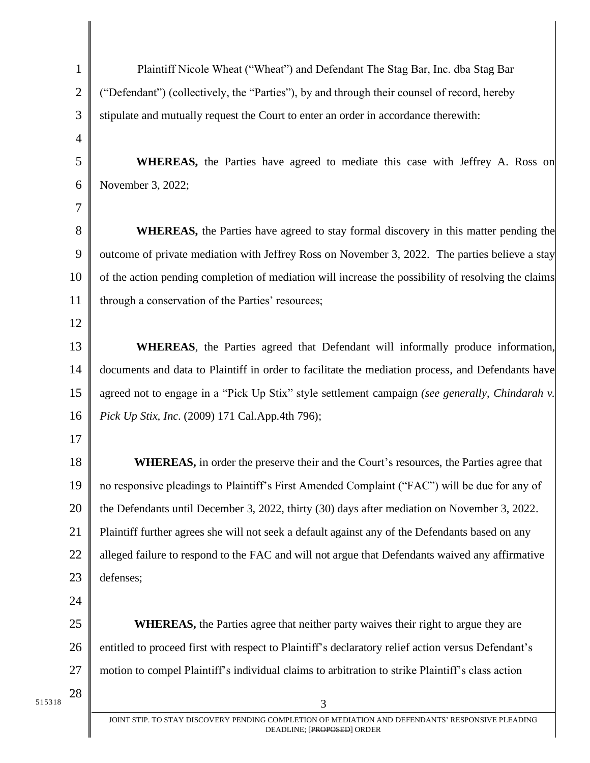Plaintiff Nicole Wheat ("Wheat") and Defendant The Stag Bar, Inc. dba Stag Bar ("Defendant") (collectively, the "Parties"), by and through their counsel of record, hereby stipulate and mutually request the Court to enter an order in accordance therewith:

**WHEREAS,** the Parties have agreed to mediate this case with Jeffrey A. Ross on November 3, 2022;

**WHEREAS,** the Parties have agreed to stay formal discovery in this matter pending the outcome of private mediation with Jeffrey Ross on November 3, 2022. The parties believe a stay of the action pending completion of mediation will increase the possibility of resolving the claims through a conservation of the Parties' resources;

**WHEREAS**, the Parties agreed that Defendant will informally produce information, documents and data to Plaintiff in order to facilitate the mediation process, and Defendants have agreed not to engage in a "Pick Up Stix" style settlement campaign *(see generally, Chindarah v. Pick Up Stix, Inc.* (2009) 171 Cal.App.4th 796);

**WHEREAS,** in order the preserve their and the Court's resources, the Parties agree that no responsive pleadings to Plaintiff's First Amended Complaint ("FAC") will be due for any of the Defendants until December 3, 2022, thirty (30) days after mediation on November 3, 2022. Plaintiff further agrees she will not seek a default against any of the Defendants based on any alleged failure to respond to the FAC and will not argue that Defendants waived any affirmative defenses;

**WHEREAS,** the Parties agree that neither party waives their right to argue they are entitled to proceed first with respect to Plaintiff's declaratory relief action versus Defendant's motion to compel Plaintiff's individual claims to arbitration to strike Plaintiff's class action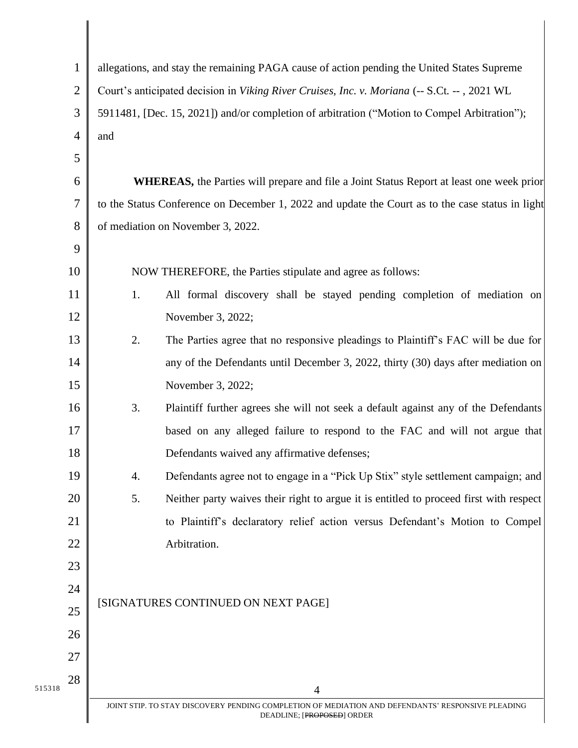allegations, and stay the remaining PAGA cause of action pending the United States Supreme Court's anticipated decision in *Viking River Cruises, Inc. v. Moriana* (-- S.Ct. -- , 2021 WL 5911481, [Dec. 15, 2021]) and/or completion of arbitration ("Motion to Compel Arbitration"); and

**WHEREAS,** the Parties will prepare and file a Joint Status Report at least one week prior to the Status Conference on December 1, 2022 and update the Court as to the case status in light of mediation on November 3, 2022.

NOW THEREFORE, the Parties stipulate and agree as follows:

1. All formal discovery shall be stayed pending completion of mediation on November 3, 2022;
2. The Parties agree that no responsive pleadings to Plaintiff's FAC will be due for any of the Defendants until December 3, 2022, thirty (30) days after mediation on November 3, 2022;
3. Plaintiff further agrees she will not seek a default against any of the Defendants based on any alleged failure to respond to the FAC and will not argue that Defendants waived any affirmative defenses;
4. Defendants agree not to engage in a "Pick Up Stix" style settlement campaign; and
5. Neither party waives their right to argue it is entitled to proceed first with respect to Plaintiff's declaratory relief action versus Defendant's Motion to Compel Arbitration.

[SIGNATURES CONTINUED ON NEXT PAGE]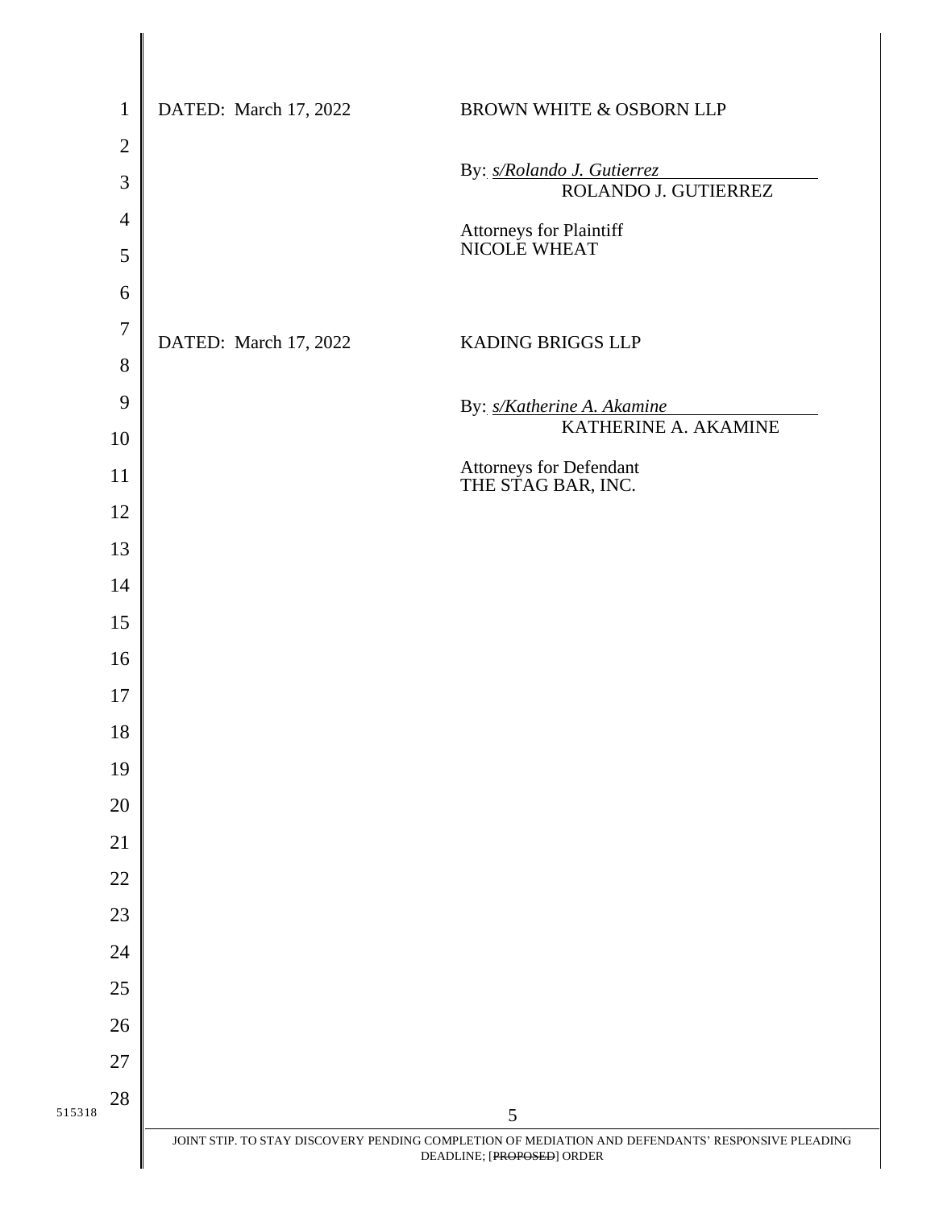DATED: March 17, 2022

BROWN WHITE & OSBORN LLP

By: *s/Rolando J. Gutierrez*
ROLANDO J. GUTIERREZ

Attorneys for Plaintiff
NICOLE WHEAT

DATED: March 17, 2022

KADING BRIGGS LLP

By: *s/Katherine A. Akamine*
KATHERINE A. AKAMINE

Attorneys for Defendant
THE STAG BAR, INC.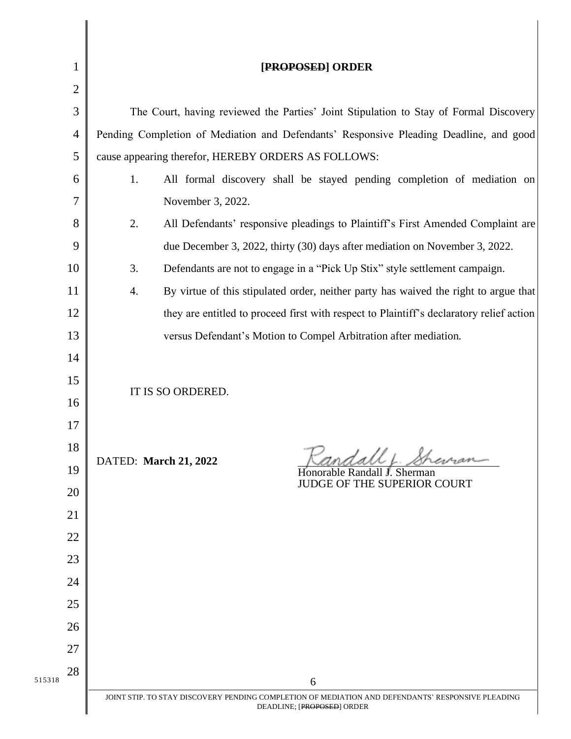**[~~PROPOSED~~] ORDER**

The Court, having reviewed the Parties' Joint Stipulation to Stay of Formal Discovery Pending Completion of Mediation and Defendants' Responsive Pleading Deadline, and good cause appearing therefor, HEREBY ORDERS AS FOLLOWS:

1. All formal discovery shall be stayed pending completion of mediation on November 3, 2022.
2. All Defendants' responsive pleadings to Plaintiff's First Amended Complaint are due December 3, 2022, thirty (30) days after mediation on November 3, 2022.
3. Defendants are not to engage in a "Pick Up Stix" style settlement campaign.
4. By virtue of this stipulated order, neither party has waived the right to argue that they are entitled to proceed first with respect to Plaintiff's declaratory relief action versus Defendant's Motion to Compel Arbitration after mediation.

IT IS SO ORDERED.

DATED: **March 21, 2022**

Randall J. Sherman

Honorable Randall J. Sherman
JUDGE OF THE SUPERIOR COURT